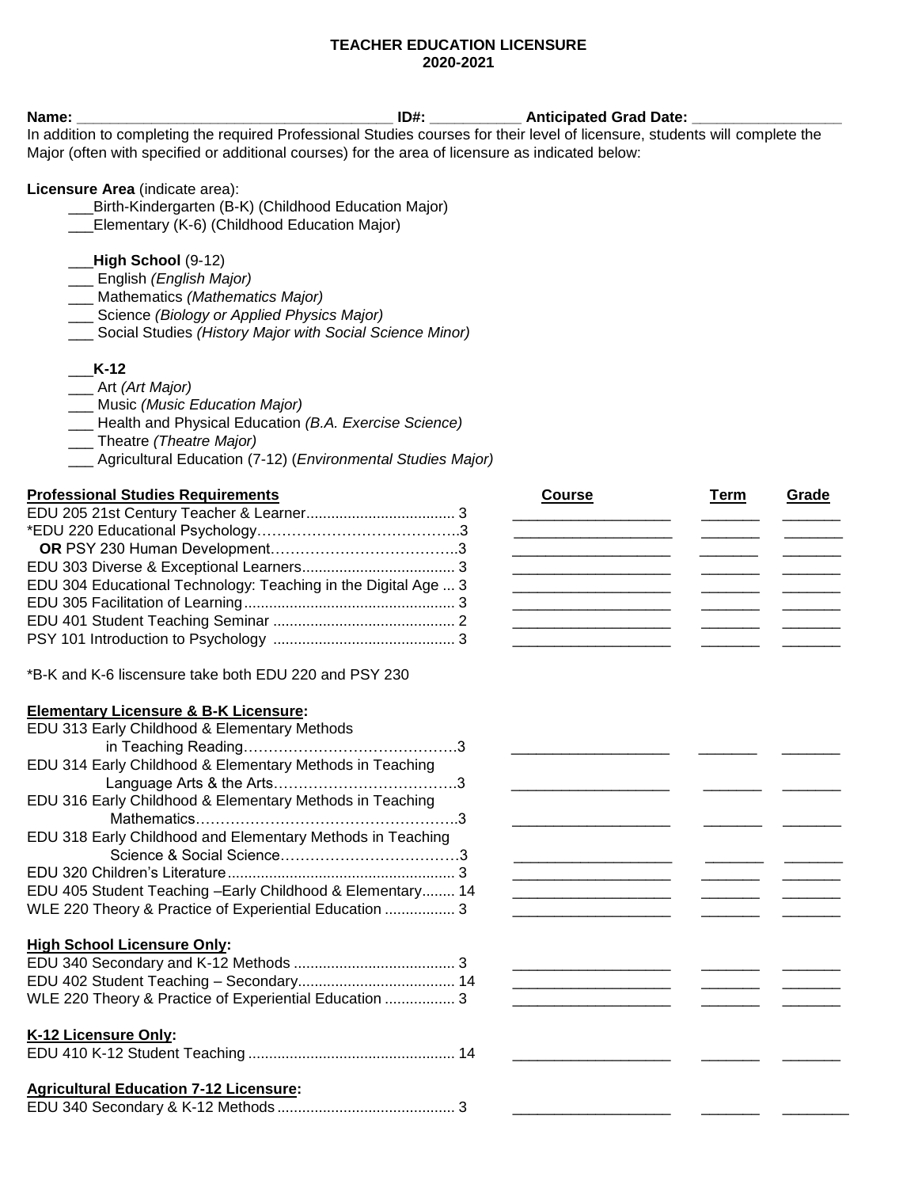# TEACHER EDUCATION LICENSURE
## 2020-2021

**Name:** ______________________________________ **ID#:** ___________ **Anticipated Grad Date:** _________________

In addition to completing the required Professional Studies courses for their level of licensure, students will complete the Major (often with specified or additional courses) for the area of licensure as indicated below:

**Licensure Area** (indicate area):

___Birth-Kindergarten (B-K) (Childhood Education Major)
___Elementary (K-6) (Childhood Education Major)

___**High School** (9-12)
___ English *(English Major)*
___ Mathematics *(Mathematics Major)*
___ Science *(Biology or Applied Physics Major)*
___ Social Studies *(History Major with Social Science Minor)*

___**K-12**
___ Art *(Art Major)*
___ Music *(Music Education Major)*
___ Health and Physical Education *(B.A. Exercise Science)*
___ Theatre *(Theatre Major)*
___ Agricultural Education (7-12) (*Environmental Studies Major)*

| **Professional Studies Requirements** | **Course** | **Term** | **Grade** |
|---|---|---|---|
| EDU 205 21st Century Teacher & Learner.......... 3 | | | |
| *EDU 220 Educational Psychology.......... 3 | | | |
| **OR** PSY 230 Human Development.......... 3 | | | |
| EDU 303 Diverse & Exceptional Learners.......... 3 | | | |
| EDU 304 Educational Technology: Teaching in the Digital Age ... 3 | | | |
| EDU 305 Facilitation of Learning.......... 3 | | | |
| EDU 401 Student Teaching Seminar .......... 2 | | | |
| PSY 101 Introduction to Psychology .......... 3 | | | |

*B-K and K-6 liscensure take both EDU 220 and PSY 230

| **Elementary Licensure & B-K Licensure:** | **Course** | **Term** | **Grade** |
|---|---|---|---|
| EDU 313 Early Childhood & Elementary Methods in Teaching Reading.......... 3 | | | |
| EDU 314 Early Childhood & Elementary Methods in Teaching Language Arts & the Arts.......... 3 | | | |
| EDU 316 Early Childhood & Elementary Methods in Teaching Mathematics.......... 3 | | | |
| EDU 318 Early Childhood and Elementary Methods in Teaching Science & Social Science.......... 3 | | | |
| EDU 320 Children's Literature.......... 3 | | | |
| EDU 405 Student Teaching –Early Childhood & Elementary.......... 14 | | | |
| WLE 220 Theory & Practice of Experiential Education .......... 3 | | | |

| **High School Licensure Only:** | **Course** | **Term** | **Grade** |
|---|---|---|---|
| EDU 340 Secondary and K-12 Methods .......... 3 | | | |
| EDU 402 Student Teaching – Secondary.......... 14 | | | |
| WLE 220 Theory & Practice of Experiential Education .......... 3 | | | |

| **K-12 Licensure Only:** | **Course** | **Term** | **Grade** |
|---|---|---|---|
| EDU 410 K-12 Student Teaching .......... 14 | | | |

| **Agricultural Education 7-12 Licensure:** | **Course** | **Term** | **Grade** |
|---|---|---|---|
| EDU 340 Secondary & K-12 Methods .......... 3 | | | |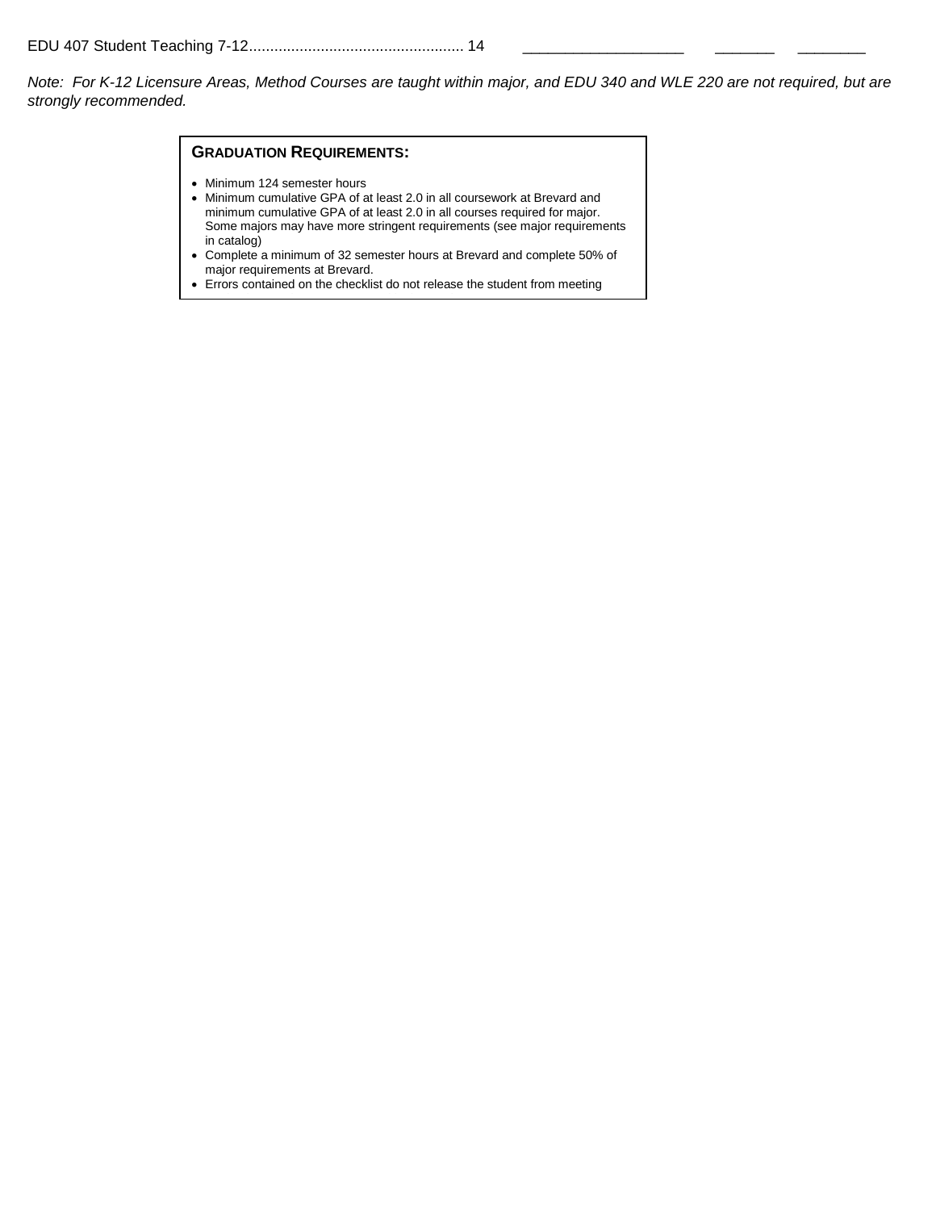EDU 407 Student Teaching 7-12.................................................. 14 ___________________ _______ ________

*Note: For K-12 Licensure Areas, Method Courses are taught within major, and EDU 340 and WLE 220 are not required, but are strongly recommended.*

**GRADUATION REQUIREMENTS:**

- Minimum 124 semester hours
- Minimum cumulative GPA of at least 2.0 in all coursework at Brevard and minimum cumulative GPA of at least 2.0 in all courses required for major. Some majors may have more stringent requirements (see major requirements in catalog)
- Complete a minimum of 32 semester hours at Brevard and complete 50% of major requirements at Brevard.
- Errors contained on the checklist do not release the student from meeting